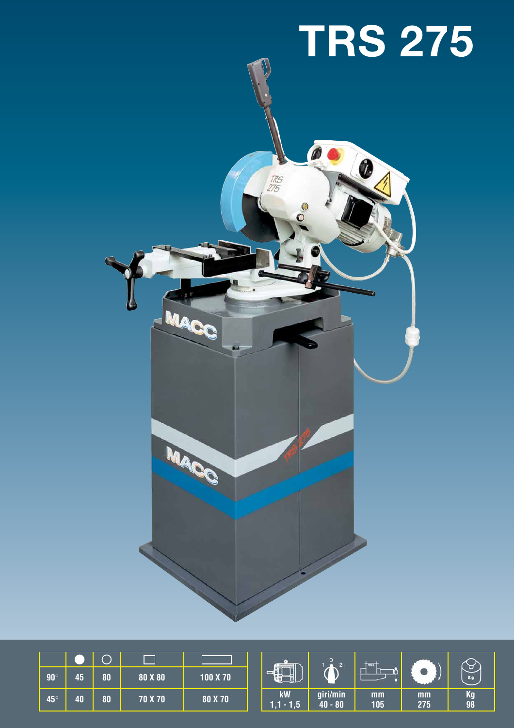# TRS 275

| | ● | ○ | □ | ▭ |
|---|---|---|---|---|
| 90° | 45 | 80 | 80 X 80 | 100 X 70 |
| 45° | 40 | 80 | 70 X 70 | 80 X 70 |

| kW | giri/min | mm | mm | Kg |
|---|---|---|---|---|
| 1,1 - 1,5 | 40 - 80 | 105 | 275 | 98 |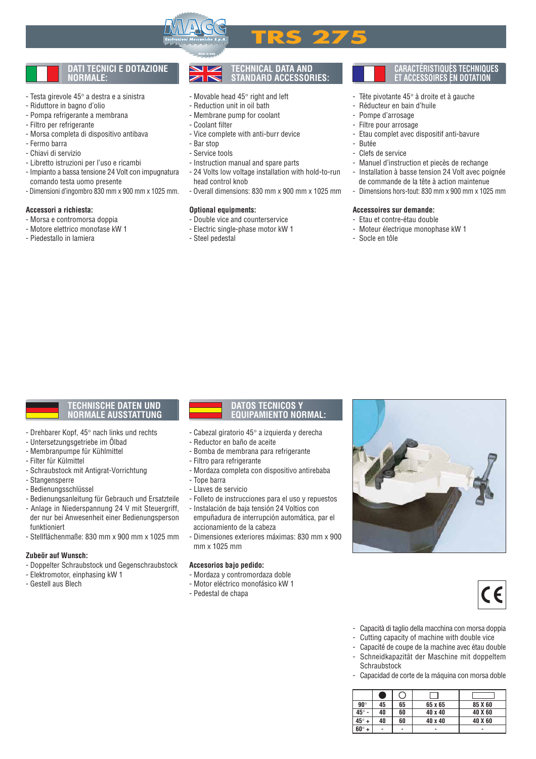# TRS 275

## DATI TECNICI E DOTAZIONE NORMALE:

- Testa girevole 45° a destra e a sinistra
- Riduttore in bagno d'olio
- Pompa refrigerante a membrana
- Filtro per refrigerante
- Morsa completa di dispositivo antibava
- Fermo barra
- Chiavi di servizio
- Libretto istruzioni per l'uso e ricambi
- Impianto a bassa tensione 24 Volt con impugnatura comando testa uomo presente
- Dimensioni d'ingombro 830 mm x 900 mm x 1025 mm.

**Accessori a richiesta:**

- Morsa e contromorsa doppia
- Motore elettrico monofase kW 1
- Piedestallo in lamiera

## TECHNICAL DATA AND STANDARD ACCESSORIES:

- Movable head 45° right and left
- Reduction unit in oil bath
- Membrane pump for coolant
- Coolant filter
- Vice complete with anti-burr device
- Bar stop
- Service tools
- Instruction manual and spare parts
- 24 Volts low voltage installation with hold-to-run head control knob
- Overall dimensions: 830 mm x 900 mm x 1025 mm

**Optional equipments:**

- Double vice and counterservice
- Electric single-phase motor kW 1
- Steel pedestal

## CARACTÉRISTIQUES TECHNIQUES ET ACCESSOIRES EN DOTATION

- Tête pivotante 45° à droite et à gauche
- Réducteur en bain d'huile
- Pompe d'arrosage
- Filtre pour arrosage
- Etau complet avec dispositif anti-bavure
- Butée
- Clefs de service
- Manuel d'instruction et piecès de rechange
- Installation à basse tension 24 Volt avec poignée de commande de la tête à action maintenue
- Dimensions hors-tout: 830 mm x 900 mm x 1025 mm

**Accessoires sur demande:**

- Etau et contre-étau double
- Moteur électrique monophase kW 1
- Socle en tôle

## TECHNISCHE DATEN UND NORMALE AUSSTATTUNG

- Drehbarer Kopf, 45° nach links und rechts
- Untersetzungsgetriebe im Ölbad
- Membranpumpe für Kühlmittel
- Filter für Külmittel
- Schraubstock mit Antigrat-Vorrichtung
- Stangensperre
- Bedienungsschlüssel
- Bedienungsanleitung für Gebrauch und Ersatzteile
- Anlage in Niederspannung 24 V mit Steuergriff, der nur bei Anwesenheit einer Bedienungsperson funktioniert
- Stellflächenmaße: 830 mm x 900 mm x 1025 mm

**Zubeör auf Wunsch:**

- Doppelter Schraubstock und Gegenschraubstock
- Elektromotor, einphasing kW 1
- Gestell aus Blech

## DATOS TECNICOS Y EQUIPAMIENTO NORMAL:

- Cabezal giratorio 45° a izquierda y derecha
- Reductor en baño de aceite
- Bomba de membrana para refrigerante
- Filtro para refrigerante
- Mordaza completa con dispositivo antirebaba
- Tope barra
- Llaves de servicio
- Folleto de instrucciones para el uso y repuestos
- Instalación de baja tensión 24 Voltios con empuñadura de interrupción automática, par el accionamiento de la cabeza
- Dimensiones exteriores máximas: 830 mm x 900 mm x 1025 mm

**Accesorios bajo pedido:**

- Mordaza y contromordaza doble
- Motor eléctrico monofásico kW 1
- Pedestal de chapa

- Capacità di taglio della macchina con morsa doppia
- Cutting capacity of machine with double vice
- Capacité de coupe de la machine avec étau double
- Schneidkapazität der Maschine mit doppeltem Schraubstock
- Capacidad de corte de la máquina con morsa doble

| | ● | ○ | □ | ▭ |
|---|---|---|---|---|
| 90° | 45 | 65 | 65 x 65 | 85 X 60 |
| 45° - | 40 | 60 | 40 x 40 | 40 X 60 |
| 45° + | 40 | 60 | 40 x 40 | 40 X 60 |
| 60° + | - | - | - | - |